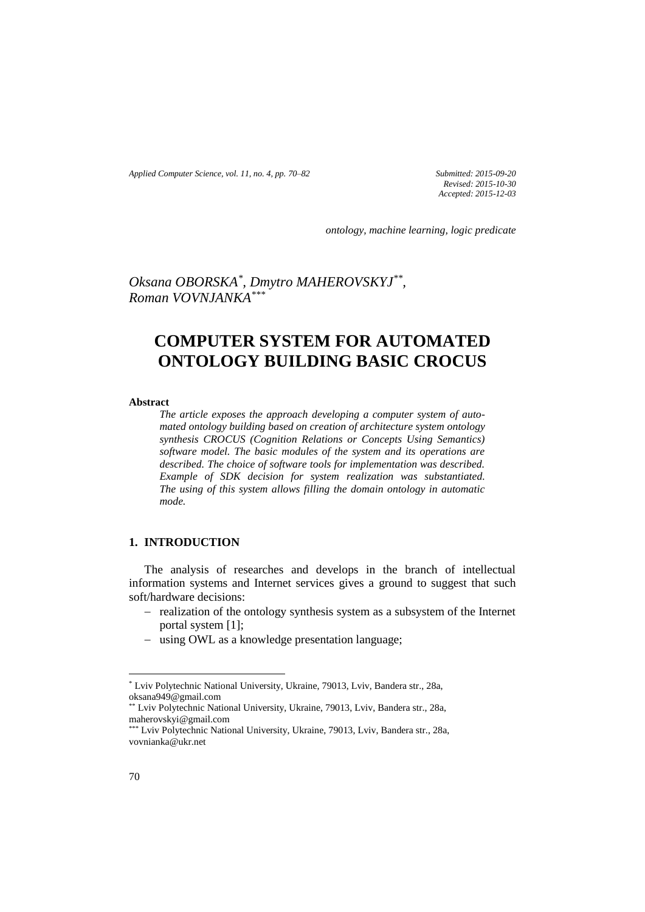*Submitted: 2015-09-20*
*Revised: 2015-10-30*
*Accepted: 2015-12-03*

*ontology, machine learning, logic predicate*

*Oksana OBORSKA[*], Dmytro MAHEROVSKYJ[**], Roman VOVNJANKA[***]*

# COMPUTER SYSTEM FOR AUTOMATED ONTOLOGY BUILDING BASIC CROCUS

**Abstract**

*The article exposes the approach developing a computer system of automated ontology building based on creation of architecture system ontology synthesis CROCUS (Cognition Relations or Concepts Using Semantics) software model. The basic modules of the system and its operations are described. The choice of software tools for implementation was described. Example of SDK decision for system realization was substantiated. The using of this system allows filling the domain ontology in automatic mode.*

## 1. INTRODUCTION

The analysis of researches and develops in the branch of intellectual information systems and Internet services gives a ground to suggest that such soft/hardware decisions:

- realization of the ontology synthesis system as a subsystem of the Internet portal system [1];
- using OWL as a knowledge presentation language;

---

[*] Lviv Polytechnic National University, Ukraine, 79013, Lviv, Bandera str., 28a, oksana949@gmail.com

[**] Lviv Polytechnic National University, Ukraine, 79013, Lviv, Bandera str., 28a, maherovskyi@gmail.com

[***] Lviv Polytechnic National University, Ukraine, 79013, Lviv, Bandera str., 28a, vovnianka@ukr.net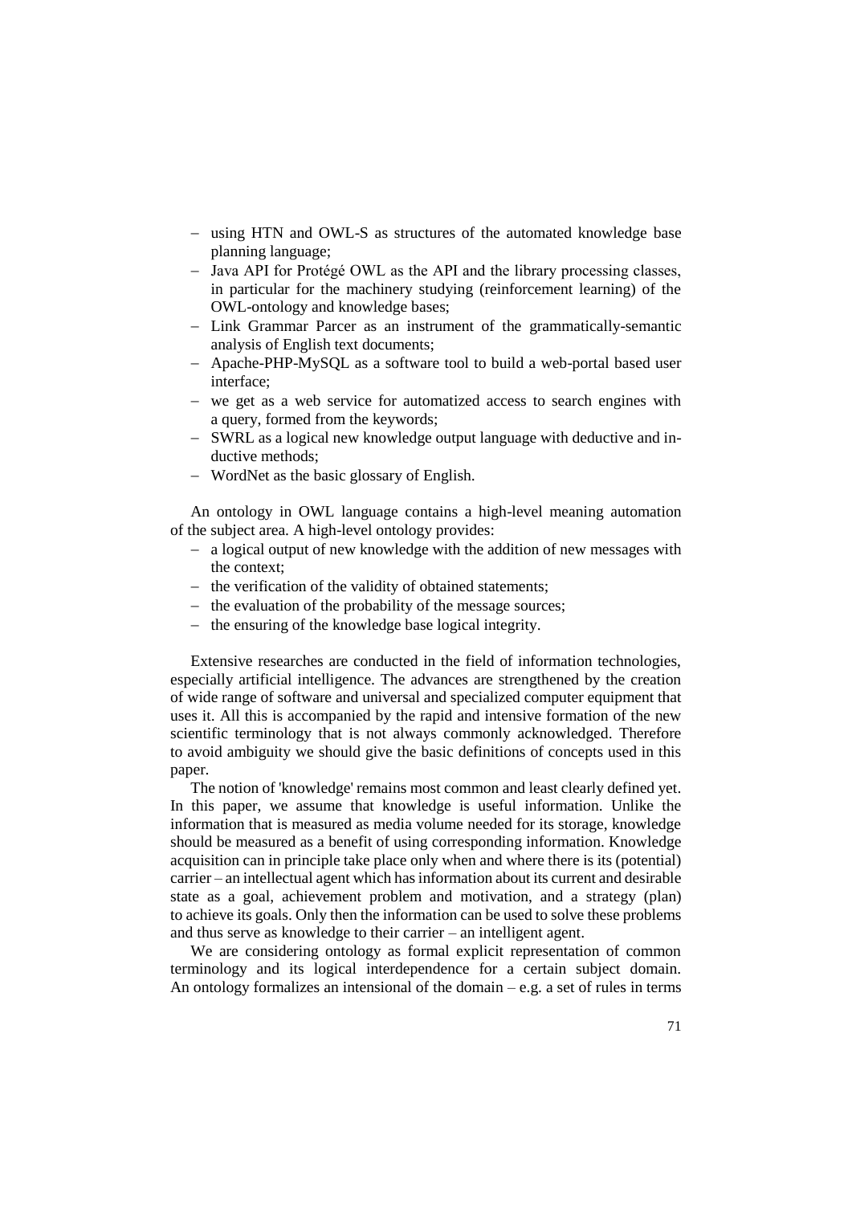- using HTN and OWL-S as structures of the automated knowledge base planning language;
- Java API for Protégé OWL as the API and the library processing classes, in particular for the machinery studying (reinforcement learning) of the OWL-ontology and knowledge bases;
- Link Grammar Parcer as an instrument of the grammatically-semantic analysis of English text documents;
- Apache-PHP-MySQL as a software tool to build a web-portal based user interface;
- we get as a web service for automatized access to search engines with a query, formed from the keywords;
- SWRL as a logical new knowledge output language with deductive and inductive methods;
- WordNet as the basic glossary of English.

An ontology in OWL language contains a high-level meaning automation of the subject area. A high-level ontology provides:

- a logical output of new knowledge with the addition of new messages with the context;
- the verification of the validity of obtained statements;
- the evaluation of the probability of the message sources;
- the ensuring of the knowledge base logical integrity.

Extensive researches are conducted in the field of information technologies, especially artificial intelligence. The advances are strengthened by the creation of wide range of software and universal and specialized computer equipment that uses it. All this is accompanied by the rapid and intensive formation of the new scientific terminology that is not always commonly acknowledged. Therefore to avoid ambiguity we should give the basic definitions of concepts used in this paper.

The notion of 'knowledge' remains most common and least clearly defined yet. In this paper, we assume that knowledge is useful information. Unlike the information that is measured as media volume needed for its storage, knowledge should be measured as a benefit of using corresponding information. Knowledge acquisition can in principle take place only when and where there is its (potential) carrier – an intellectual agent which has information about its current and desirable state as a goal, achievement problem and motivation, and a strategy (plan) to achieve its goals. Only then the information can be used to solve these problems and thus serve as knowledge to their carrier – an intelligent agent.

We are considering ontology as formal explicit representation of common terminology and its logical interdependence for a certain subject domain. An ontology formalizes an intensional of the domain – e.g. a set of rules in terms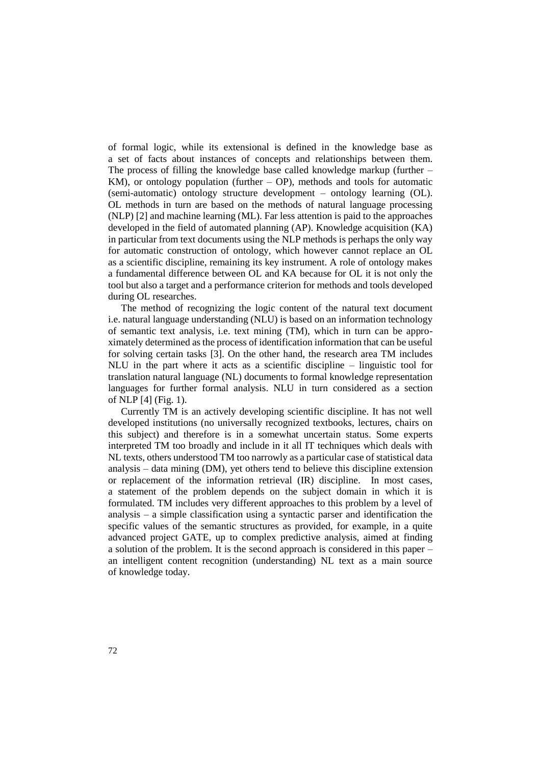of formal logic, while its extensional is defined in the knowledge base as a set of facts about instances of concepts and relationships between them. The process of filling the knowledge base called knowledge markup (further – KM), or ontology population (further – OP), methods and tools for automatic (semi-automatic) ontology structure development – ontology learning (OL). OL methods in turn are based on the methods of natural language processing (NLP) [2] and machine learning (ML). Far less attention is paid to the approaches developed in the field of automated planning (AP). Knowledge acquisition (KA) in particular from text documents using the NLP methods is perhaps the only way for automatic construction of ontology, which however cannot replace an OL as a scientific discipline, remaining its key instrument. A role of ontology makes a fundamental difference between OL and KA because for OL it is not only the tool but also a target and a performance criterion for methods and tools developed during OL researches.

The method of recognizing the logic content of the natural text document i.e. natural language understanding (NLU) is based on an information technology of semantic text analysis, i.e. text mining (TM), which in turn can be approximately determined as the process of identification information that can be useful for solving certain tasks [3]. On the other hand, the research area TM includes NLU in the part where it acts as a scientific discipline – linguistic tool for translation natural language (NL) documents to formal knowledge representation languages for further formal analysis. NLU in turn considered as a section of NLP [4] (Fig. 1).

Currently TM is an actively developing scientific discipline. It has not well developed institutions (no universally recognized textbooks, lectures, chairs on this subject) and therefore is in a somewhat uncertain status. Some experts interpreted TM too broadly and include in it all IT techniques which deals with NL texts, others understood TM too narrowly as a particular case of statistical data analysis – data mining (DM), yet others tend to believe this discipline extension or replacement of the information retrieval (IR) discipline. In most cases, a statement of the problem depends on the subject domain in which it is formulated. TM includes very different approaches to this problem by a level of analysis – a simple classification using a syntactic parser and identification the specific values of the semantic structures as provided, for example, in a quite advanced project GATE, up to complex predictive analysis, aimed at finding a solution of the problem. It is the second approach is considered in this paper – an intelligent content recognition (understanding) NL text as a main source of knowledge today.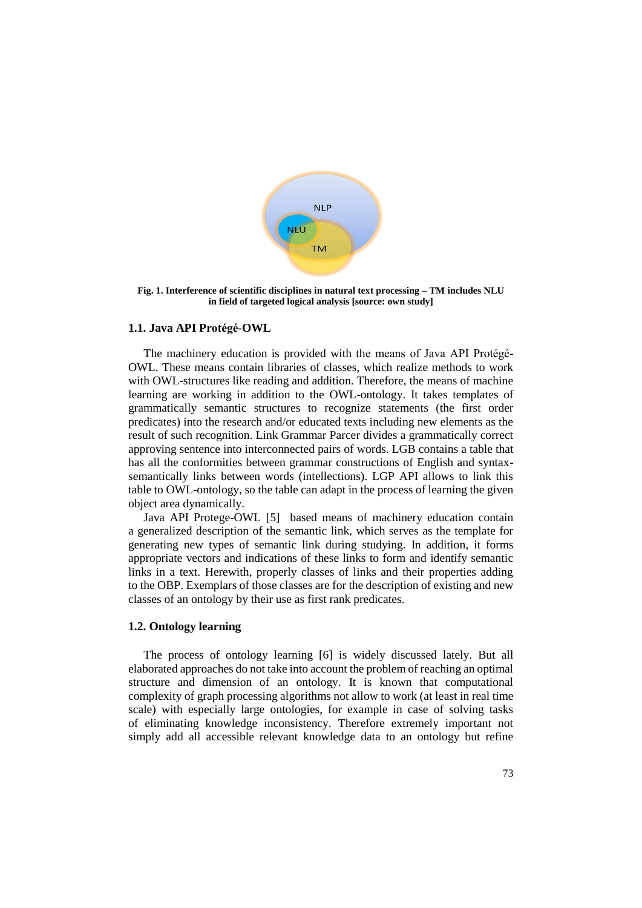Fig. 1. Interference of scientific disciplines in natural text processing – TM includes NLU in field of targeted logical analysis [source: own study]

### 1.1. Java API Protégé-OWL

The machinery education is provided with the means of Java API Protégé-OWL. These means contain libraries of classes, which realize methods to work with OWL-structures like reading and addition. Therefore, the means of machine learning are working in addition to the OWL-ontology. It takes templates of grammatically semantic structures to recognize statements (the first order predicates) into the research and/or educated texts including new elements as the result of such recognition. Link Grammar Parcer divides a grammatically correct approving sentence into interconnected pairs of words. LGB contains a table that has all the conformities between grammar constructions of English and syntax-semantically links between words (intellections). LGP API allows to link this table to OWL-ontology, so the table can adapt in the process of learning the given object area dynamically.

Java API Protege-OWL [5] based means of machinery education contain a generalized description of the semantic link, which serves as the template for generating new types of semantic link during studying. In addition, it forms appropriate vectors and indications of these links to form and identify semantic links in a text. Herewith, properly classes of links and their properties adding to the OBP. Exemplars of those classes are for the description of existing and new classes of an ontology by their use as first rank predicates.

### 1.2. Ontology learning

The process of ontology learning [6] is widely discussed lately. But all elaborated approaches do not take into account the problem of reaching an optimal structure and dimension of an ontology. It is known that computational complexity of graph processing algorithms not allow to work (at least in real time scale) with especially large ontologies, for example in case of solving tasks of eliminating knowledge inconsistency. Therefore extremely important not simply add all accessible relevant knowledge data to an ontology but refine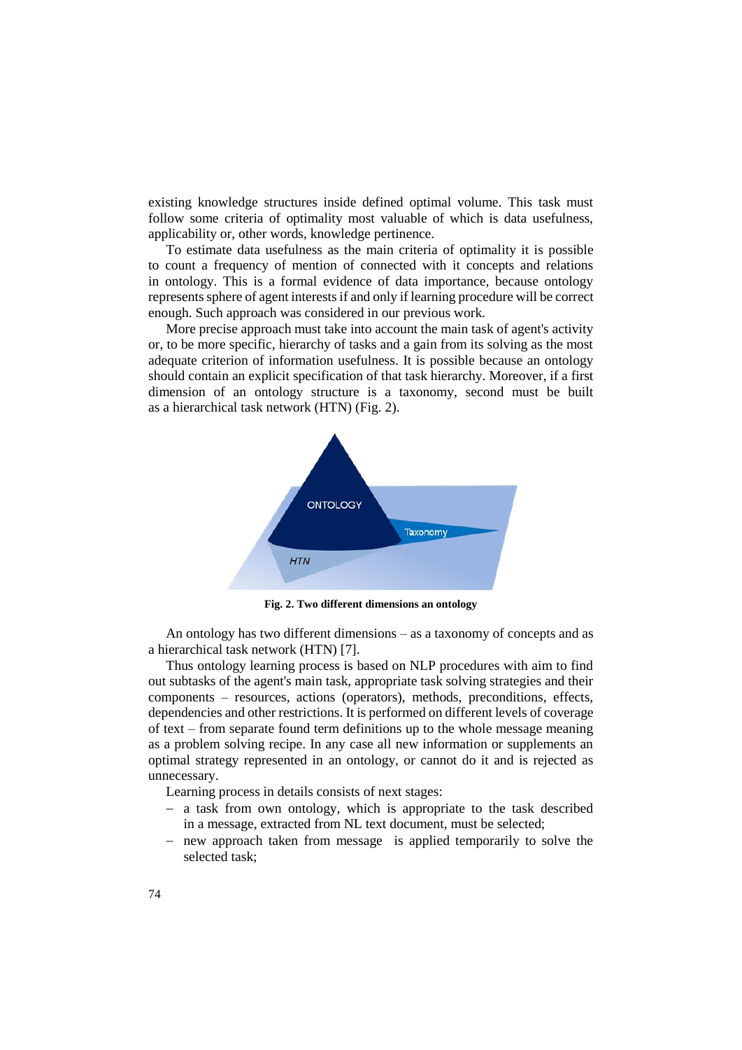existing knowledge structures inside defined optimal volume. This task must follow some criteria of optimality most valuable of which is data usefulness, applicability or, other words, knowledge pertinence.

To estimate data usefulness as the main criteria of optimality it is possible to count a frequency of mention of connected with it concepts and relations in ontology. This is a formal evidence of data importance, because ontology represents sphere of agent interests if and only if learning procedure will be correct enough. Such approach was considered in our previous work.

More precise approach must take into account the main task of agent's activity or, to be more specific, hierarchy of tasks and a gain from its solving as the most adequate criterion of information usefulness. It is possible because an ontology should contain an explicit specification of that task hierarchy. Moreover, if a first dimension of an ontology structure is a taxonomy, second must be built as a hierarchical task network (HTN) (Fig. 2).

**Fig. 2. Two different dimensions an ontology**

An ontology has two different dimensions – as a taxonomy of concepts and as a hierarchical task network (HTN) [7].

Thus ontology learning process is based on NLP procedures with aim to find out subtasks of the agent's main task, appropriate task solving strategies and their components – resources, actions (operators), methods, preconditions, effects, dependencies and other restrictions. It is performed on different levels of coverage of text – from separate found term definitions up to the whole message meaning as a problem solving recipe. In any case all new information or supplements an optimal strategy represented in an ontology, or cannot do it and is rejected as unnecessary.

Learning process in details consists of next stages:

- a task from own ontology, which is appropriate to the task described in a message, extracted from NL text document, must be selected;
- new approach taken from message is applied temporarily to solve the selected task;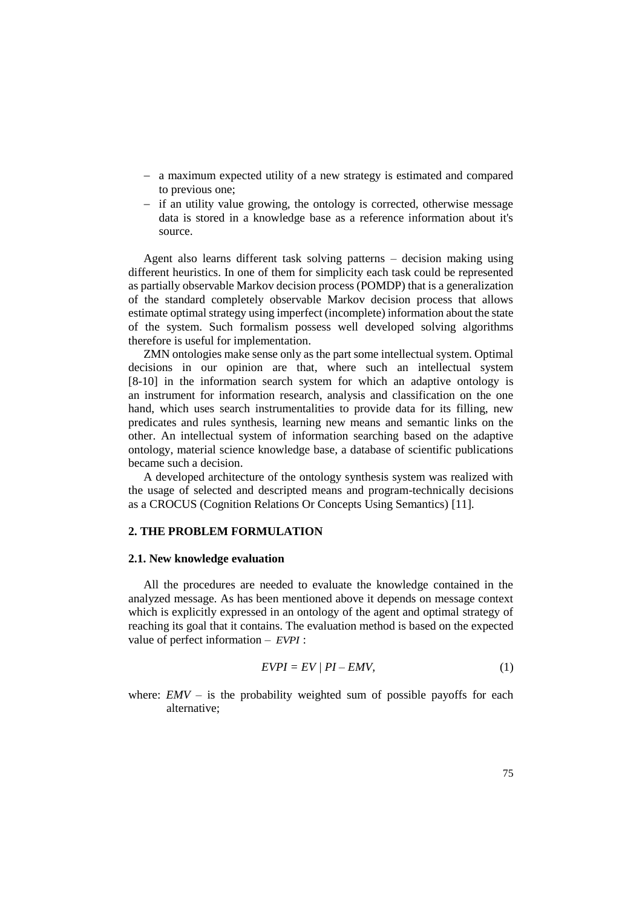- a maximum expected utility of a new strategy is estimated and compared to previous one;
- if an utility value growing, the ontology is corrected, otherwise message data is stored in a knowledge base as a reference information about it's source.

Agent also learns different task solving patterns – decision making using different heuristics. In one of them for simplicity each task could be represented as partially observable Markov decision process (POMDP) that is a generalization of the standard completely observable Markov decision process that allows estimate optimal strategy using imperfect (incomplete) information about the state of the system. Such formalism possess well developed solving algorithms therefore is useful for implementation.

ZMN ontologies make sense only as the part some intellectual system. Optimal decisions in our opinion are that, where such an intellectual system [8-10] in the information search system for which an adaptive ontology is an instrument for information research, analysis and classification on the one hand, which uses search instrumentalities to provide data for its filling, new predicates and rules synthesis, learning new means and semantic links on the other. An intellectual system of information searching based on the adaptive ontology, material science knowledge base, a database of scientific publications became such a decision.

A developed architecture of the ontology synthesis system was realized with the usage of selected and descripted means and program-technically decisions as a CROCUS (Cognition Relations Or Concepts Using Semantics) [11].

## 2. THE PROBLEM FORMULATION

### 2.1. New knowledge evaluation

All the procedures are needed to evaluate the knowledge contained in the analyzed message. As has been mentioned above it depends on message context which is explicitly expressed in an ontology of the agent and optimal strategy of reaching its goal that it contains. The evaluation method is based on the expected value of perfect information – $EVPI$ :

$$EVPI = EV \mid PI - EMV, \tag{1}$$

where: $EMV$ – is the probability weighted sum of possible payoffs for each alternative;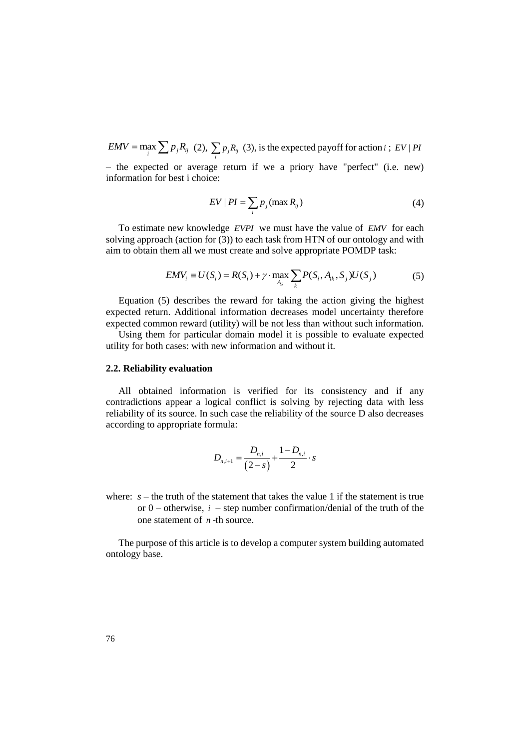$EMV = \max_i \sum p_j R_{ij}$ (2), $\sum_i p_j R_{ij}$ (3), is the expected payoff for action $i$ ; $EV \mid PI$ – the expected or average return if we a priory have "perfect" (i.e. new) information for best i choice:

$$EV \mid PI = \sum_i p_j (\max R_{ij}) \tag{4}$$

To estimate new knowledge $EVPI$ we must have the value of $EMV$ for each solving approach (action for (3)) to each task from HTN of our ontology and with aim to obtain them all we must create and solve appropriate POMDP task:

$$EMV_i \equiv U(S_i) = R(S_i) + \gamma \cdot \max_{A_{ik}} \sum_k P(S_i, A_{ik}, S_j) U(S_j) \tag{5}$$

Equation (5) describes the reward for taking the action giving the highest expected return. Additional information decreases model uncertainty therefore expected common reward (utility) will be not less than without such information.

Using them for particular domain model it is possible to evaluate expected utility for both cases: with new information and without it.

### 2.2. Reliability evaluation

All obtained information is verified for its consistency and if any contradictions appear a logical conflict is solving by rejecting data with less reliability of its source. In such case the reliability of the source D also decreases according to appropriate formula:

$$D_{n,i+1} = \frac{D_{n,i}}{(2-s)} + \frac{1-D_{n,i}}{2} \cdot s$$

where: $s$ – the truth of the statement that takes the value 1 if the statement is true or 0 – otherwise, $i$ – step number confirmation/denial of the truth of the one statement of $n$-th source.

The purpose of this article is to develop a computer system building automated ontology base.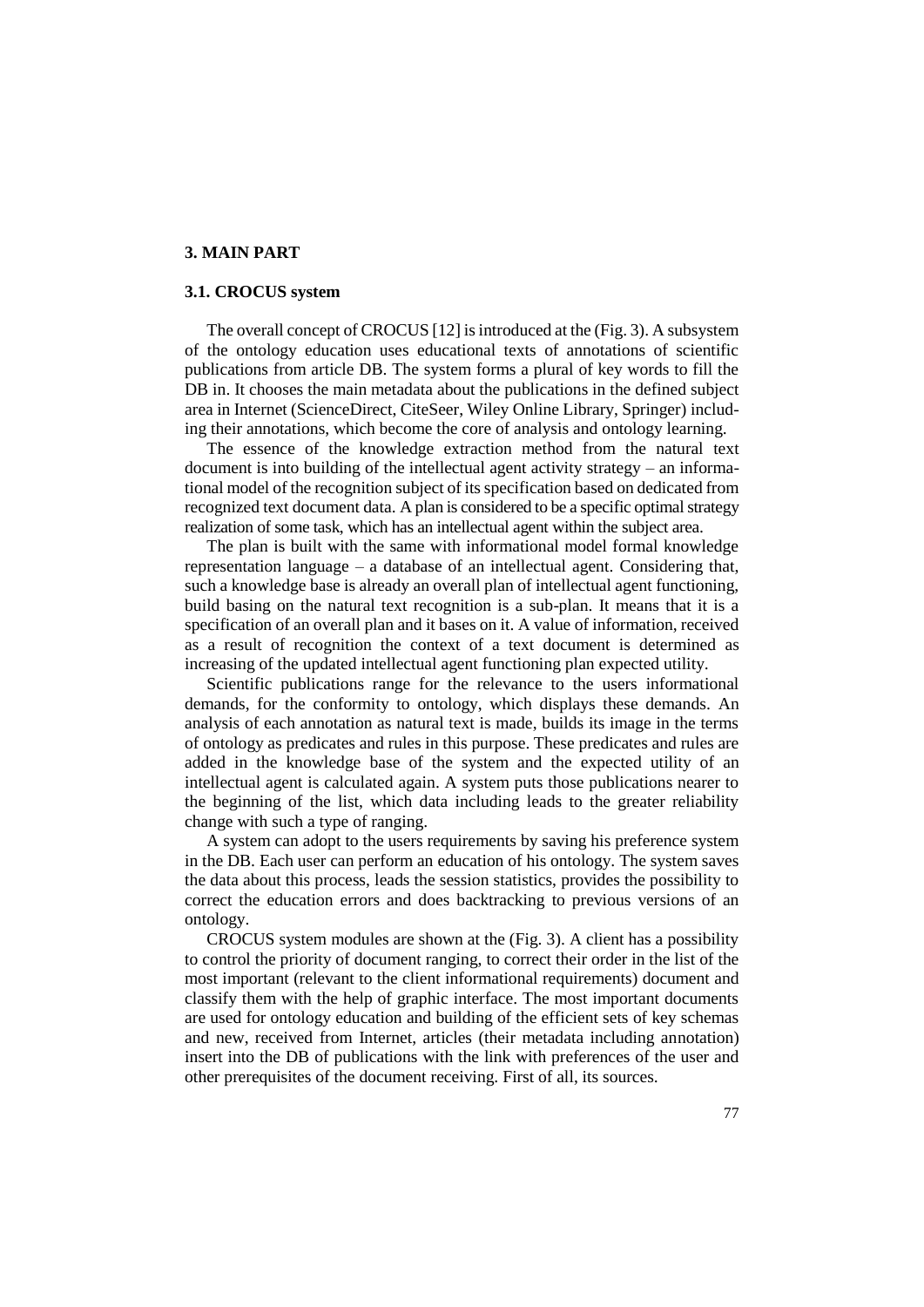## 3. MAIN PART

### 3.1. CROCUS system

The overall concept of CROCUS [12] is introduced at the (Fig. 3). A subsystem of the ontology education uses educational texts of annotations of scientific publications from article DB. The system forms a plural of key words to fill the DB in. It chooses the main metadata about the publications in the defined subject area in Internet (ScienceDirect, CiteSeer, Wiley Online Library, Springer) including their annotations, which become the core of analysis and ontology learning.

The essence of the knowledge extraction method from the natural text document is into building of the intellectual agent activity strategy – an informational model of the recognition subject of its specification based on dedicated from recognized text document data. A plan is considered to be a specific optimal strategy realization of some task, which has an intellectual agent within the subject area.

The plan is built with the same with informational model formal knowledge representation language – a database of an intellectual agent. Considering that, such a knowledge base is already an overall plan of intellectual agent functioning, build basing on the natural text recognition is a sub-plan. It means that it is a specification of an overall plan and it bases on it. A value of information, received as a result of recognition the context of a text document is determined as increasing of the updated intellectual agent functioning plan expected utility.

Scientific publications range for the relevance to the users informational demands, for the conformity to ontology, which displays these demands. An analysis of each annotation as natural text is made, builds its image in the terms of ontology as predicates and rules in this purpose. These predicates and rules are added in the knowledge base of the system and the expected utility of an intellectual agent is calculated again. A system puts those publications nearer to the beginning of the list, which data including leads to the greater reliability change with such a type of ranging.

A system can adopt to the users requirements by saving his preference system in the DB. Each user can perform an education of his ontology. The system saves the data about this process, leads the session statistics, provides the possibility to correct the education errors and does backtracking to previous versions of an ontology.

CROCUS system modules are shown at the (Fig. 3). A client has a possibility to control the priority of document ranging, to correct their order in the list of the most important (relevant to the client informational requirements) document and classify them with the help of graphic interface. The most important documents are used for ontology education and building of the efficient sets of key schemas and new, received from Internet, articles (their metadata including annotation) insert into the DB of publications with the link with preferences of the user and other prerequisites of the document receiving. First of all, its sources.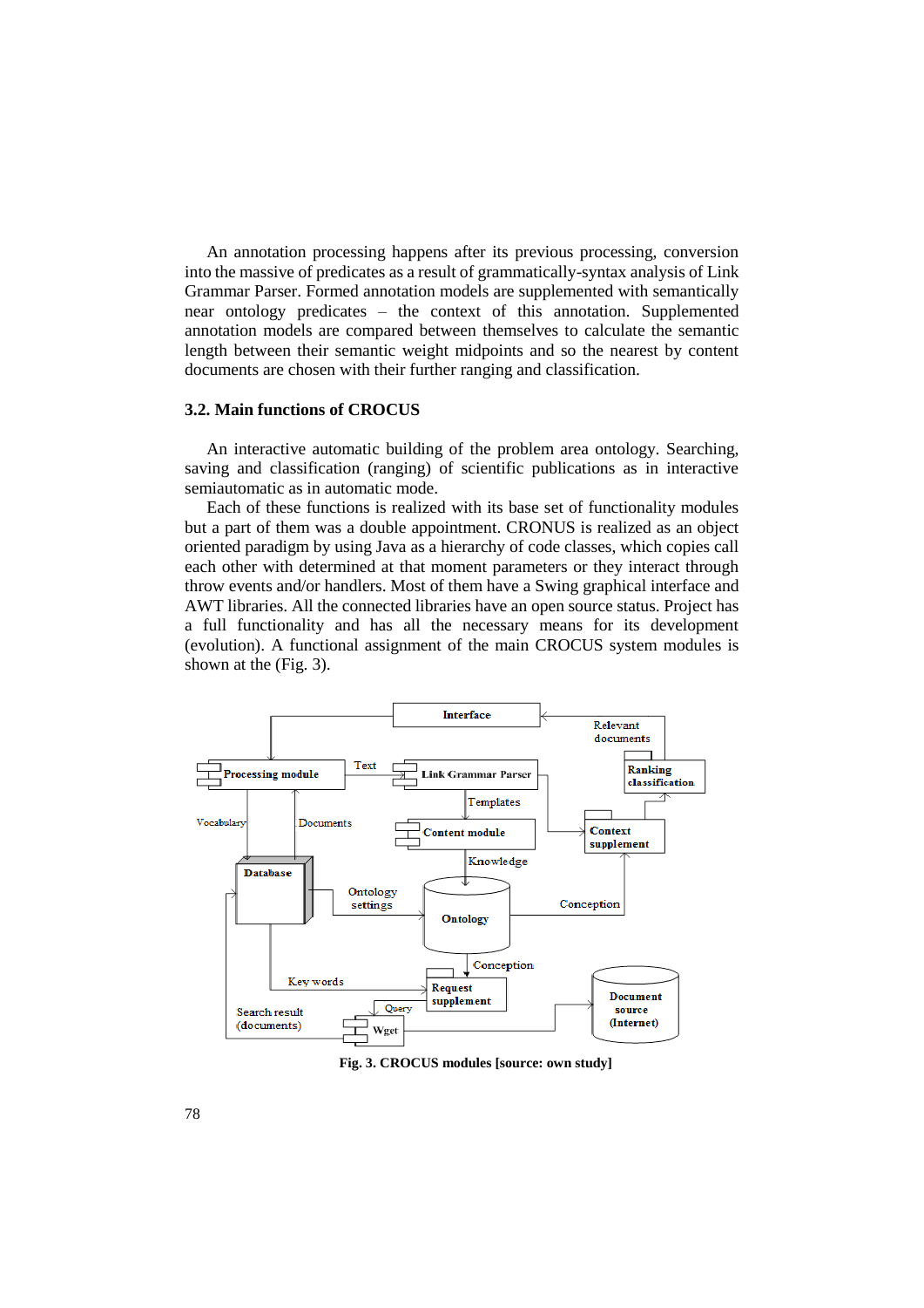An annotation processing happens after its previous processing, conversion into the massive of predicates as a result of grammatically-syntax analysis of Link Grammar Parser. Formed annotation models are supplemented with semantically near ontology predicates – the context of this annotation. Supplemented annotation models are compared between themselves to calculate the semantic length between their semantic weight midpoints and so the nearest by content documents are chosen with their further ranging and classification.

### 3.2. Main functions of CROCUS

An interactive automatic building of the problem area ontology. Searching, saving and classification (ranging) of scientific publications as in interactive semiautomatic as in automatic mode.

Each of these functions is realized with its base set of functionality modules but a part of them was a double appointment. CRONUS is realized as an object oriented paradigm by using Java as a hierarchy of code classes, which copies call each other with determined at that moment parameters or they interact through throw events and/or handlers. Most of them have a Swing graphical interface and AWT libraries. All the connected libraries have an open source status. Project has a full functionality and has all the necessary means for its development (evolution). A functional assignment of the main CROCUS system modules is shown at the (Fig. 3).

Interface

Relevant documents

Processing module

Text

Link Grammar Parser

Ranking classification

Templates

Vocabulary

Documents

Content module

Context supplement

Knowledge

Database

Ontology settings

Ontology

Conception

Conception

Key words

Request supplement

Document source (Internet)

Query

Search result (documents)

Wget

**Fig. 3. CROCUS modules [source: own study]**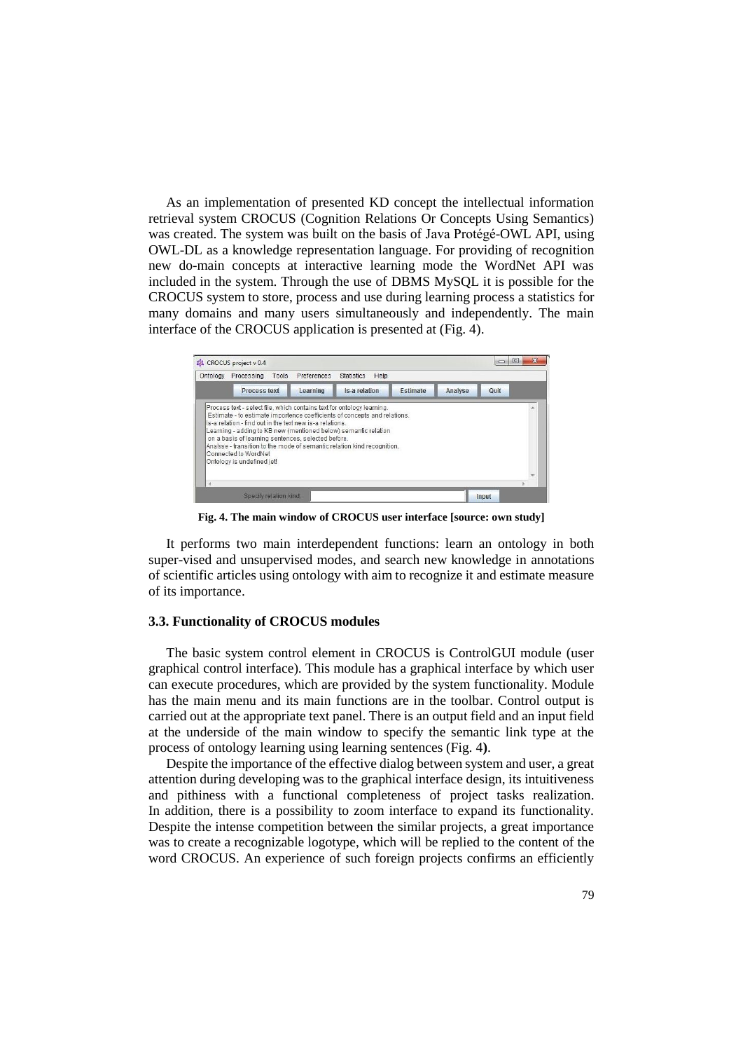As an implementation of presented KD concept the intellectual information retrieval system CROCUS (Cognition Relations Or Concepts Using Semantics) was created. The system was built on the basis of Java Protégé-OWL API, using OWL-DL as a knowledge representation language. For providing of recognition new do-main concepts at interactive learning mode the WordNet API was included in the system. Through the use of DBMS MySQL it is possible for the CROCUS system to store, process and use during learning process a statistics for many domains and many users simultaneously and independently. The main interface of the CROCUS application is presented at (Fig. 4).

**Fig. 4. The main window of CROCUS user interface [source: own study]**

It performs two main interdependent functions: learn an ontology in both super-vised and unsupervised modes, and search new knowledge in annotations of scientific articles using ontology with aim to recognize it and estimate measure of its importance.

### 3.3. Functionality of CROCUS modules

The basic system control element in CROCUS is ControlGUI module (user graphical control interface). This module has a graphical interface by which user can execute procedures, which are provided by the system functionality. Module has the main menu and its main functions are in the toolbar. Control output is carried out at the appropriate text panel. There is an output field and an input field at the underside of the main window to specify the semantic link type at the process of ontology learning using learning sentences (Fig. 4**)**.

Despite the importance of the effective dialog between system and user, a great attention during developing was to the graphical interface design, its intuitiveness and pithiness with a functional completeness of project tasks realization. In addition, there is a possibility to zoom interface to expand its functionality. Despite the intense competition between the similar projects, a great importance was to create a recognizable logotype, which will be replied to the content of the word CROCUS. An experience of such foreign projects confirms an efficiently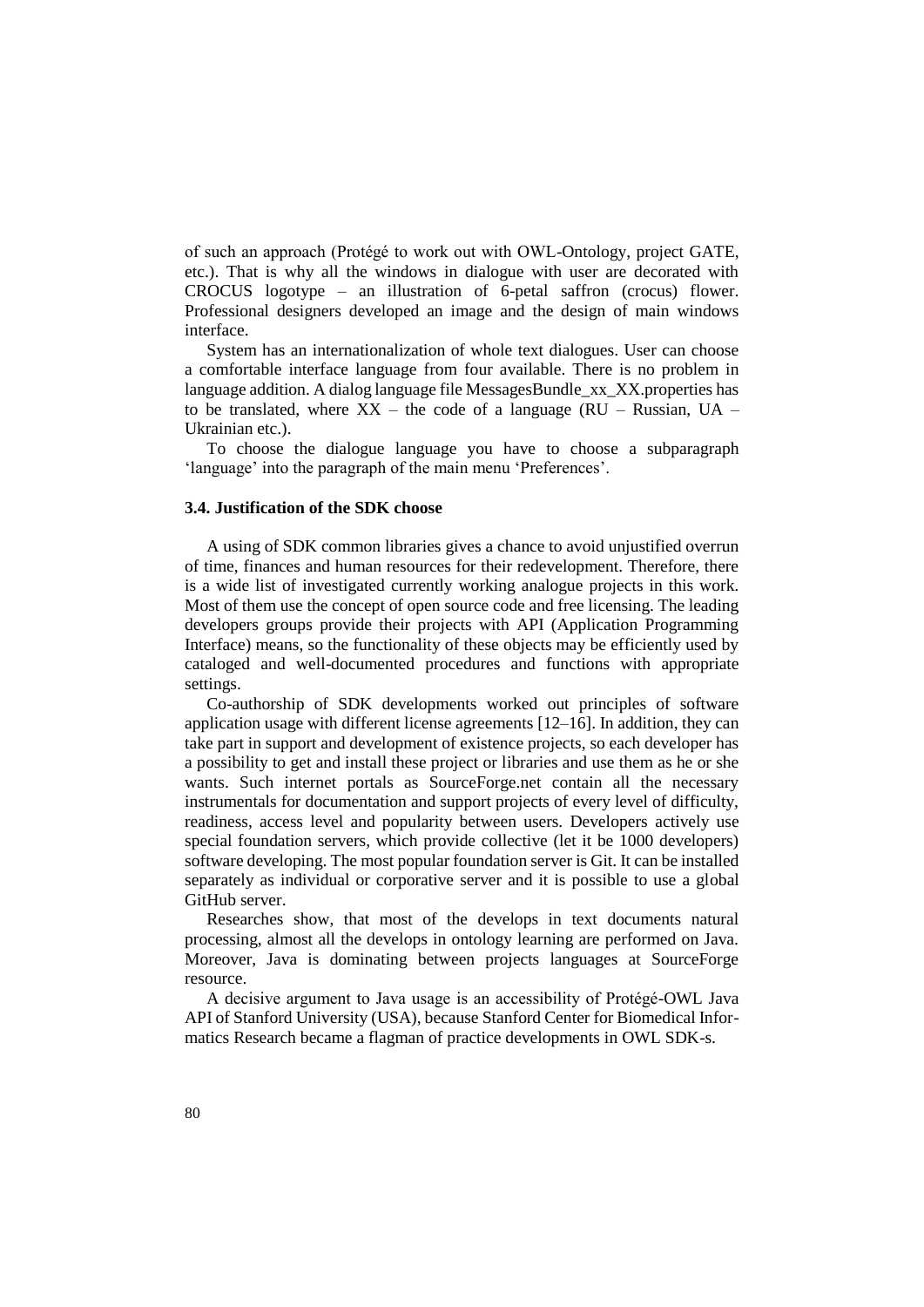of such an approach (Protégé to work out with OWL-Ontology, project GATE, etc.). That is why all the windows in dialogue with user are decorated with CROCUS logotype – an illustration of 6-petal saffron (crocus) flower. Professional designers developed an image and the design of main windows interface.

System has an internationalization of whole text dialogues. User can choose a comfortable interface language from four available. There is no problem in language addition. A dialog language file MessagesBundle_xx_XX.properties has to be translated, where XX – the code of a language (RU – Russian, UA – Ukrainian etc.).

To choose the dialogue language you have to choose a subparagraph 'language' into the paragraph of the main menu 'Preferences'.

### 3.4. Justification of the SDK choose

A using of SDK common libraries gives a chance to avoid unjustified overrun of time, finances and human resources for their redevelopment. Therefore, there is a wide list of investigated currently working analogue projects in this work. Most of them use the concept of open source code and free licensing. The leading developers groups provide their projects with API (Application Programming Interface) means, so the functionality of these objects may be efficiently used by cataloged and well-documented procedures and functions with appropriate settings.

Co-authorship of SDK developments worked out principles of software application usage with different license agreements [12–16]. In addition, they can take part in support and development of existence projects, so each developer has a possibility to get and install these project or libraries and use them as he or she wants. Such internet portals as SourceForge.net contain all the necessary instrumentals for documentation and support projects of every level of difficulty, readiness, access level and popularity between users. Developers actively use special foundation servers, which provide collective (let it be 1000 developers) software developing. The most popular foundation server is Git. It can be installed separately as individual or corporative server and it is possible to use a global GitHub server.

Researches show, that most of the develops in text documents natural processing, almost all the develops in ontology learning are performed on Java. Moreover, Java is dominating between projects languages at SourceForge resource.

A decisive argument to Java usage is an accessibility of Protégé-OWL Java API of Stanford University (USA), because Stanford Center for Biomedical Informatics Research became a flagman of practice developments in OWL SDK-s.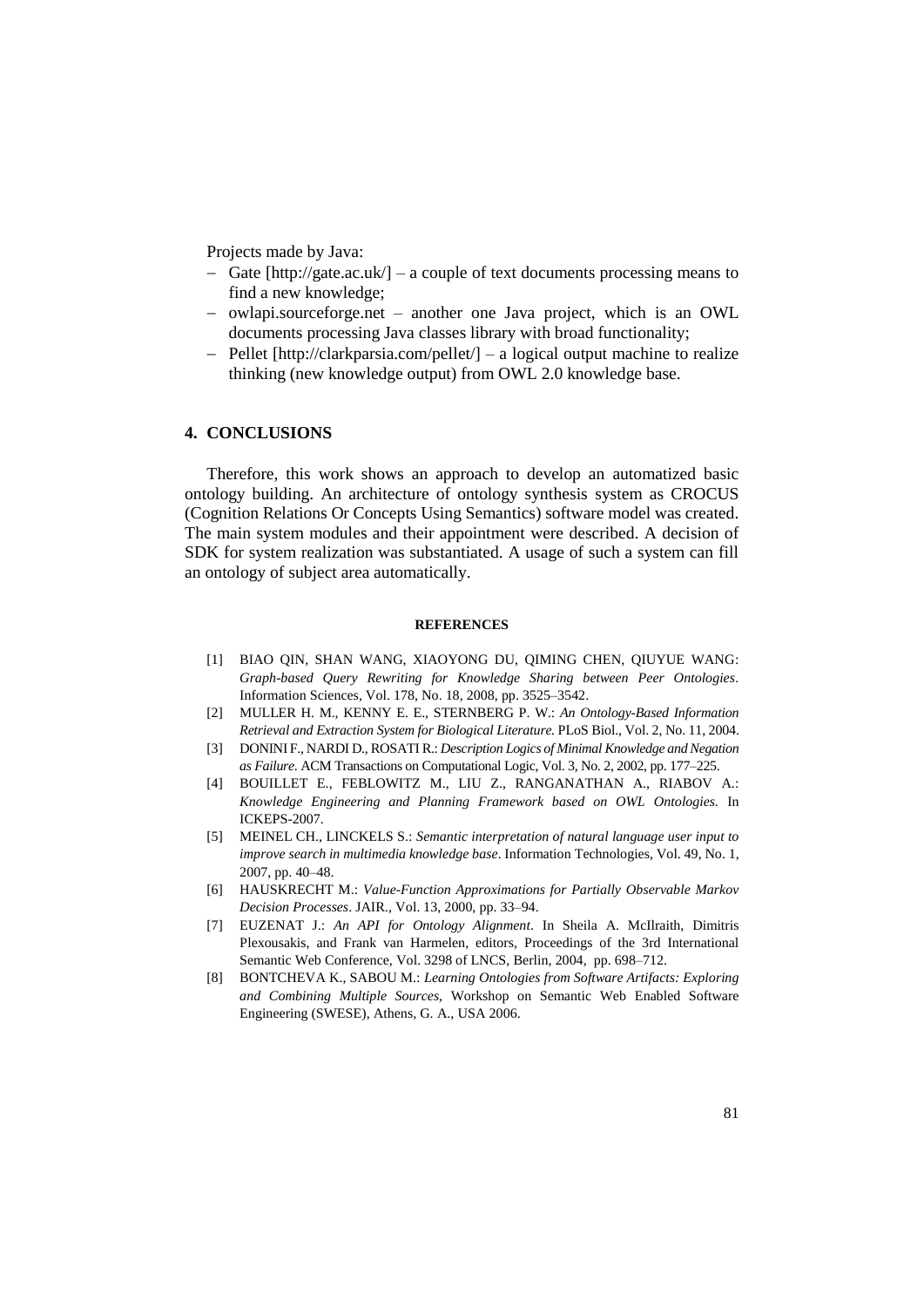Projects made by Java:

- Gate [http://gate.ac.uk/] – a couple of text documents processing means to find a new knowledge;
- owlapi.sourceforge.net – another one Java project, which is an OWL documents processing Java classes library with broad functionality;
- Pellet [http://clarkparsia.com/pellet/] – a logical output machine to realize thinking (new knowledge output) from OWL 2.0 knowledge base.

## 4. CONCLUSIONS

Therefore, this work shows an approach to develop an automatized basic ontology building. An architecture of ontology synthesis system as CROCUS (Cognition Relations Or Concepts Using Semantics) software model was created. The main system modules and their appointment were described. A decision of SDK for system realization was substantiated. A usage of such a system can fill an ontology of subject area automatically.

### REFERENCES

[1] BIAO QIN, SHAN WANG, XIAOYONG DU, QIMING CHEN, QIUYUE WANG: *Graph-based Query Rewriting for Knowledge Sharing between Peer Ontologies*. Information Sciences, Vol. 178, No. 18, 2008, pp. 3525–3542.

[2] MULLER H. M., KENNY E. E., STERNBERG P. W.: *An Ontology-Based Information Retrieval and Extraction System for Biological Literature.* PLoS Biol., Vol. 2, No. 11, 2004.

[3] DONINI F., NARDI D., ROSATI R.: *Description Logics of Minimal Knowledge and Negation as Failure*. ACM Transactions on Computational Logic, Vol. 3, No. 2, 2002, pp. 177–225.

[4] BOUILLET E., FEBLOWITZ M., LIU Z., RANGANATHAN A., RIABOV A.: *Knowledge Engineering and Planning Framework based on OWL Ontologies.* In ICKEPS-2007.

[5] MEINEL CH., LINCKELS S.: *Semantic interpretation of natural language user input to improve search in multimedia knowledge base*. Information Technologies, Vol. 49, No. 1, 2007, pp. 40–48.

[6] HAUSKRECHT M.: *Value-Function Approximations for Partially Observable Markov Decision Processes*. JAIR., Vol. 13, 2000, pp. 33–94.

[7] EUZENAT J.: *An API for Ontology Alignment*. In Sheila A. McIlraith, Dimitris Plexousakis, and Frank van Harmelen, editors, Proceedings of the 3rd International Semantic Web Conference, Vol. 3298 of LNCS, Berlin, 2004, pp. 698–712.

[8] BONTCHEVA K., SABOU M.: *Learning Ontologies from Software Artifacts: Exploring and Combining Multiple Sources,* Workshop on Semantic Web Enabled Software Engineering (SWESE), Athens, G. A., USA 2006.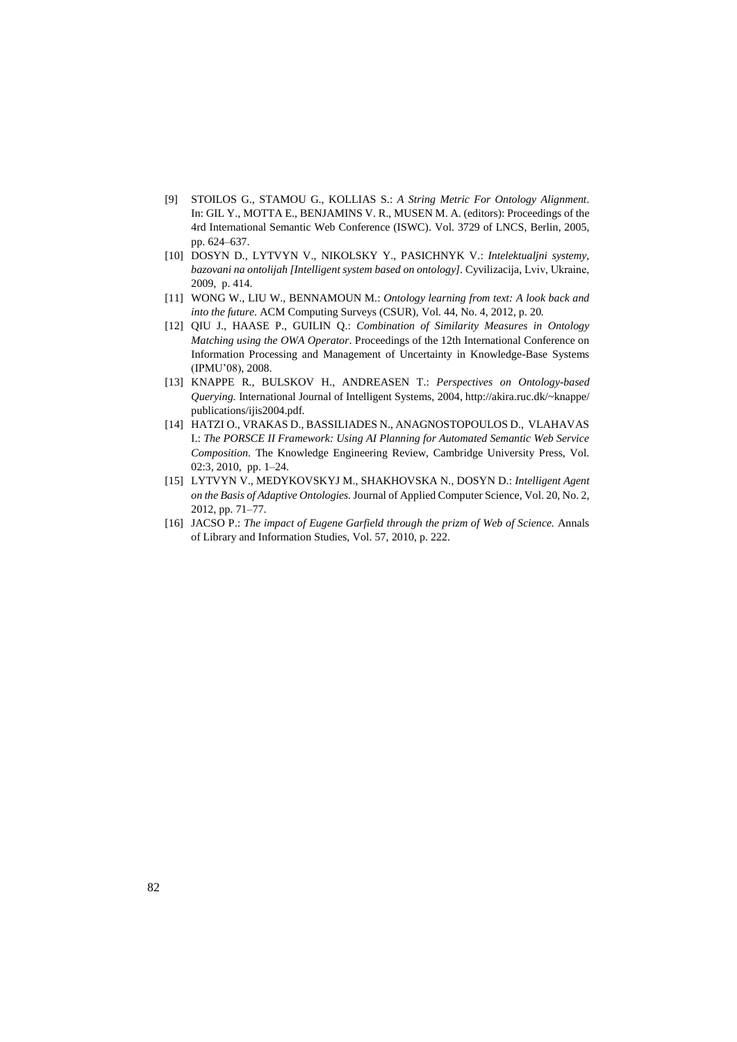[9] STOILOS G., STAMOU G., KOLLIAS S.: *A String Metric For Ontology Alignment*. In: GIL Y., MOTTA E., BENJAMINS V. R., MUSEN M. A. (editors): Proceedings of the 4rd International Semantic Web Conference (ISWC). Vol. 3729 of LNCS, Berlin, 2005, pp. 624–637.

[10] DOSYN D., LYTVYN V., NIKOLSKY Y., PASICHNYK V.: *Intelektualjni systemy, bazovani na ontolijah [Intelligent system based on ontology]*. Cyvilizacija, Lviv, Ukraine, 2009, p. 414.

[11] WONG W., LIU W., BENNAMOUN M.: *Ontology learning from text: A look back and into the future.* ACM Computing Surveys (CSUR), Vol. 44, No. 4, 2012, p. 20.

[12] QIU J., HAASE P., GUILIN Q.: *Combination of Similarity Measures in Ontology Matching using the OWA Operator*. Proceedings of the 12th International Conference on Information Processing and Management of Uncertainty in Knowledge-Base Systems (IPMU'08), 2008.

[13] KNAPPE R., BULSKOV H., ANDREASEN T.: *Perspectives on Ontology-based Querying.* International Journal of Intelligent Systems, 2004, http://akira.ruc.dk/~knappe/publications/ijis2004.pdf.

[14] HATZI O., VRAKAS D., BASSILIADES N., ANAGNOSTOPOULOS D., VLAHAVAS I.: *The PORSCE II Framework: Using AI Planning for Automated Semantic Web Service Composition*. The Knowledge Engineering Review, Cambridge University Press, Vol. 02:3, 2010, pp. 1–24.

[15] LYTVYN V., MEDYKOVSKYJ M., SHAKHOVSKA N., DOSYN D.: *Intelligent Agent on the Basis of Adaptive Ontologies.* Journal of Applied Computer Science, Vol. 20, No. 2, 2012, pp. 71–77.

[16] JACSO P.: *The impact of Eugene Garfield through the prizm of Web of Science.* Annals of Library and Information Studies, Vol. 57, 2010, p. 222.